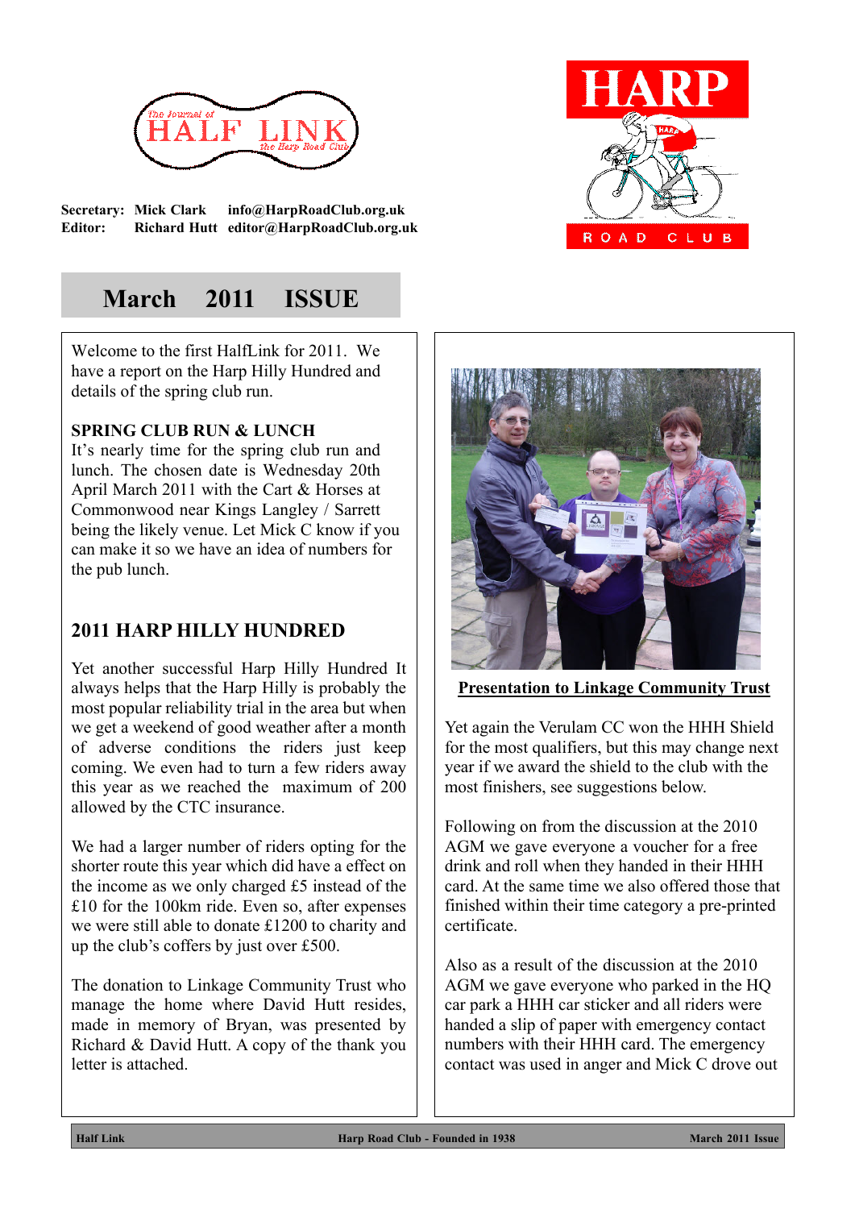The Journal of HALF LINK the Harp Road Club

HARP ROAD CLUB

**Secretary:** Mick Clark info@HarpRoadClub.org.uk
**Editor:** Richard Hutt editor@HarpRoadClub.org.uk

# March 2011 ISSUE

Welcome to the first HalfLink for 2011. We have a report on the Harp Hilly Hundred and details of the spring club run.

**SPRING CLUB RUN & LUNCH**

It's nearly time for the spring club run and lunch. The chosen date is Wednesday 20th April March 2011 with the Cart & Horses at Commonwood near Kings Langley / Sarrett being the likely venue. Let Mick C know if you can make it so we have an idea of numbers for the pub lunch.

## 2011 HARP HILLY HUNDRED

Yet another successful Harp Hilly Hundred It always helps that the Harp Hilly is probably the most popular reliability trial in the area but when we get a weekend of good weather after a month of adverse conditions the riders just keep coming. We even had to turn a few riders away this year as we reached the maximum of 200 allowed by the CTC insurance.

We had a larger number of riders opting for the shorter route this year which did have a effect on the income as we only charged £5 instead of the £10 for the 100km ride. Even so, after expenses we were still able to donate £1200 to charity and up the club's coffers by just over £500.

The donation to Linkage Community Trust who manage the home where David Hutt resides, made in memory of Bryan, was presented by Richard & David Hutt. A copy of the thank you letter is attached.

**Presentation to Linkage Community Trust**

Yet again the Verulam CC won the HHH Shield for the most qualifiers, but this may change next year if we award the shield to the club with the most finishers, see suggestions below.

Following on from the discussion at the 2010 AGM we gave everyone a voucher for a free drink and roll when they handed in their HHH card. At the same time we also offered those that finished within their time category a pre-printed certificate.

Also as a result of the discussion at the 2010 AGM we gave everyone who parked in the HQ car park a HHH car sticker and all riders were handed a slip of paper with emergency contact numbers with their HHH card. The emergency contact was used in anger and Mick C drove out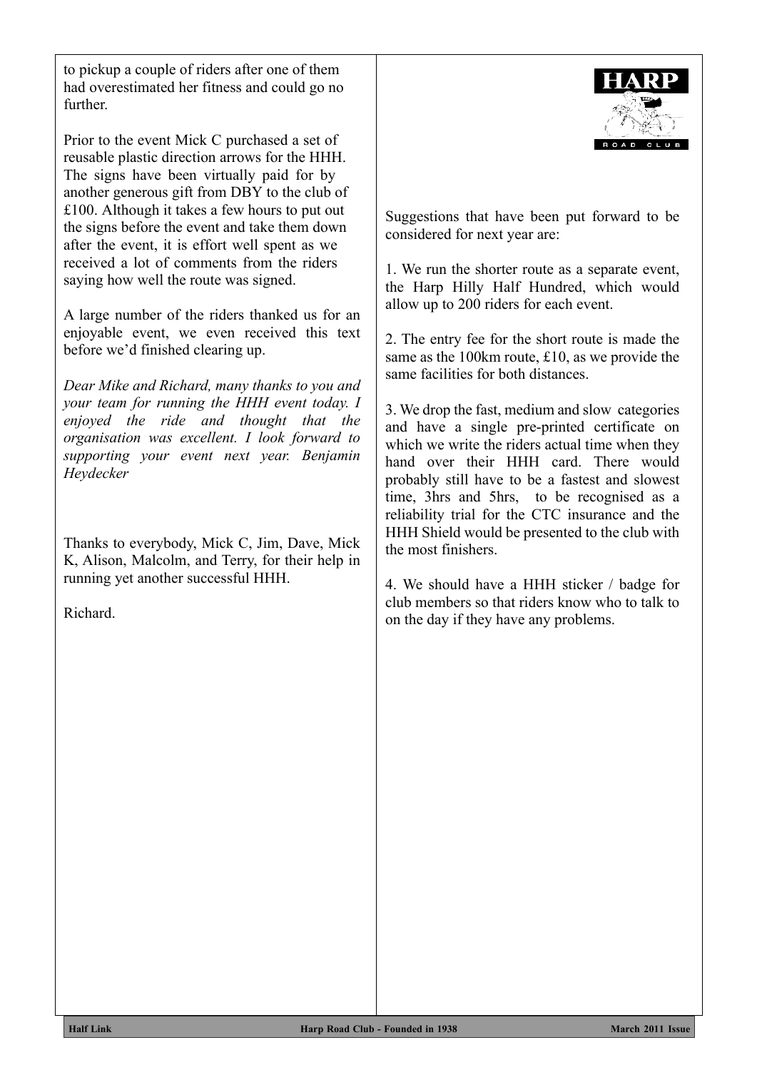to pickup a couple of riders after one of them had overestimated her fitness and could go no further.

Prior to the event Mick C purchased a set of reusable plastic direction arrows for the HHH. The signs have been virtually paid for by another generous gift from DBY to the club of £100. Although it takes a few hours to put out the signs before the event and take them down after the event, it is effort well spent as we received a lot of comments from the riders saying how well the route was signed.

A large number of the riders thanked us for an enjoyable event, we even received this text before we'd finished clearing up.

*Dear Mike and Richard, many thanks to you and your team for running the HHH event today. I enjoyed the ride and thought that the organisation was excellent. I look forward to supporting your event next year. Benjamin Heydecker*

Thanks to everybody, Mick C, Jim, Dave, Mick K, Alison, Malcolm, and Terry, for their help in running yet another successful HHH.

Richard.

Suggestions that have been put forward to be considered for next year are:

1. We run the shorter route as a separate event, the Harp Hilly Half Hundred, which would allow up to 200 riders for each event.

2. The entry fee for the short route is made the same as the 100km route, £10, as we provide the same facilities for both distances.

3. We drop the fast, medium and slow categories and have a single pre-printed certificate on which we write the riders actual time when they hand over their HHH card. There would probably still have to be a fastest and slowest time, 3hrs and 5hrs, to be recognised as a reliability trial for the CTC insurance and the HHH Shield would be presented to the club with the most finishers.

4. We should have a HHH sticker / badge for club members so that riders know who to talk to on the day if they have any problems.